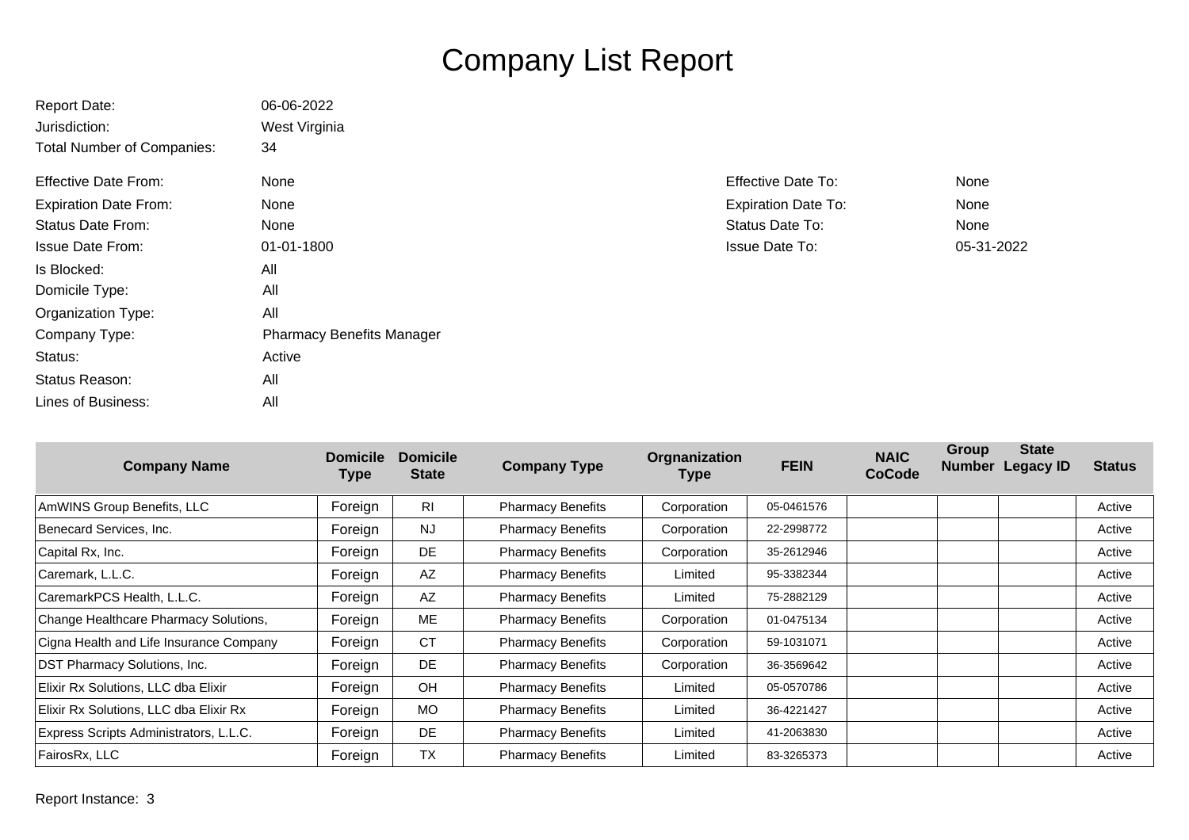# Company List Report

Report Date: 06-06-2022
Jurisdiction: West Virginia
Total Number of Companies: 34

Effective Date From: None
Effective Date To: None
Expiration Date From: None
Expiration Date To: None
Status Date From: None
Status Date To: None
Issue Date From: 01-01-1800
Issue Date To: 05-31-2022
Is Blocked: All
Domicile Type: All
Organization Type: All
Company Type: Pharmacy Benefits Manager
Status: Active
Status Reason: All
Lines of Business: All

| Company Name | Domicile Type | Domicile State | Company Type | Orgnanization Type | FEIN | NAIC CoCode | Group Number | State Legacy ID | Status |
|---|---|---|---|---|---|---|---|---|---|
| AmWINS Group Benefits, LLC | Foreign | RI | Pharmacy Benefits | Corporation | 05-0461576 | | | | Active |
| Benecard Services, Inc. | Foreign | NJ | Pharmacy Benefits | Corporation | 22-2998772 | | | | Active |
| Capital Rx, Inc. | Foreign | DE | Pharmacy Benefits | Corporation | 35-2612946 | | | | Active |
| Caremark, L.L.C. | Foreign | AZ | Pharmacy Benefits | Limited | 95-3382344 | | | | Active |
| CaremarkPCS Health, L.L.C. | Foreign | AZ | Pharmacy Benefits | Limited | 75-2882129 | | | | Active |
| Change Healthcare Pharmacy Solutions, | Foreign | ME | Pharmacy Benefits | Corporation | 01-0475134 | | | | Active |
| Cigna Health and Life Insurance Company | Foreign | CT | Pharmacy Benefits | Corporation | 59-1031071 | | | | Active |
| DST Pharmacy Solutions, Inc. | Foreign | DE | Pharmacy Benefits | Corporation | 36-3569642 | | | | Active |
| Elixir Rx Solutions, LLC dba Elixir | Foreign | OH | Pharmacy Benefits | Limited | 05-0570786 | | | | Active |
| Elixir Rx Solutions, LLC dba Elixir Rx | Foreign | MO | Pharmacy Benefits | Limited | 36-4221427 | | | | Active |
| Express Scripts Administrators, L.L.C. | Foreign | DE | Pharmacy Benefits | Limited | 41-2063830 | | | | Active |
| FairosRx, LLC | Foreign | TX | Pharmacy Benefits | Limited | 83-3265373 | | | | Active |

Report Instance: 3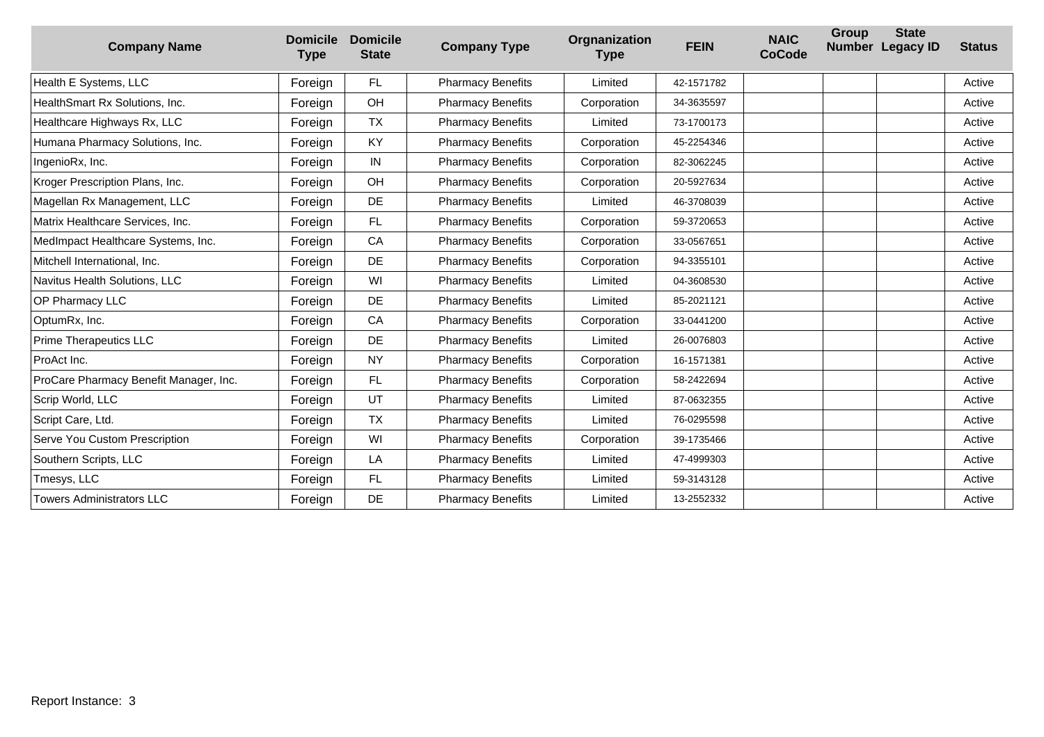| Company Name | Domicile Type | Domicile State | Company Type | Orgnanization Type | FEIN | NAIC CoCode | Group Number | State Legacy ID | Status |
|---|---|---|---|---|---|---|---|---|---|
| Health E Systems, LLC | Foreign | FL | Pharmacy Benefits | Limited | 42-1571782 | | | | Active |
| HealthSmart Rx Solutions, Inc. | Foreign | OH | Pharmacy Benefits | Corporation | 34-3635597 | | | | Active |
| Healthcare Highways Rx, LLC | Foreign | TX | Pharmacy Benefits | Limited | 73-1700173 | | | | Active |
| Humana Pharmacy Solutions, Inc. | Foreign | KY | Pharmacy Benefits | Corporation | 45-2254346 | | | | Active |
| IngenioRx, Inc. | Foreign | IN | Pharmacy Benefits | Corporation | 82-3062245 | | | | Active |
| Kroger Prescription Plans, Inc. | Foreign | OH | Pharmacy Benefits | Corporation | 20-5927634 | | | | Active |
| Magellan Rx Management, LLC | Foreign | DE | Pharmacy Benefits | Limited | 46-3708039 | | | | Active |
| Matrix Healthcare Services, Inc. | Foreign | FL | Pharmacy Benefits | Corporation | 59-3720653 | | | | Active |
| MedImpact Healthcare Systems, Inc. | Foreign | CA | Pharmacy Benefits | Corporation | 33-0567651 | | | | Active |
| Mitchell International, Inc. | Foreign | DE | Pharmacy Benefits | Corporation | 94-3355101 | | | | Active |
| Navitus Health Solutions, LLC | Foreign | WI | Pharmacy Benefits | Limited | 04-3608530 | | | | Active |
| OP Pharmacy LLC | Foreign | DE | Pharmacy Benefits | Limited | 85-2021121 | | | | Active |
| OptumRx, Inc. | Foreign | CA | Pharmacy Benefits | Corporation | 33-0441200 | | | | Active |
| Prime Therapeutics LLC | Foreign | DE | Pharmacy Benefits | Limited | 26-0076803 | | | | Active |
| ProAct Inc. | Foreign | NY | Pharmacy Benefits | Corporation | 16-1571381 | | | | Active |
| ProCare Pharmacy Benefit Manager, Inc. | Foreign | FL | Pharmacy Benefits | Corporation | 58-2422694 | | | | Active |
| Scrip World, LLC | Foreign | UT | Pharmacy Benefits | Limited | 87-0632355 | | | | Active |
| Script Care, Ltd. | Foreign | TX | Pharmacy Benefits | Limited | 76-0295598 | | | | Active |
| Serve You Custom Prescription | Foreign | WI | Pharmacy Benefits | Corporation | 39-1735466 | | | | Active |
| Southern Scripts, LLC | Foreign | LA | Pharmacy Benefits | Limited | 47-4999303 | | | | Active |
| Tmesys, LLC | Foreign | FL | Pharmacy Benefits | Limited | 59-3143128 | | | | Active |
| Towers Administrators LLC | Foreign | DE | Pharmacy Benefits | Limited | 13-2552332 | | | | Active |

Report Instance: 3